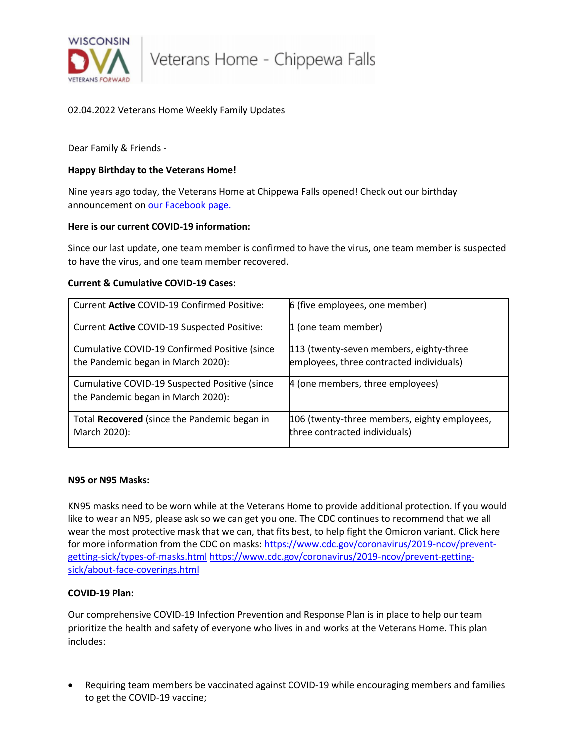WISCONSIN DVA VETERANS FORWARD | Veterans Home - Chippewa Falls

02.04.2022 Veterans Home Weekly Family Updates

Dear Family & Friends -

**Happy Birthday to the Veterans Home!**

Nine years ago today, the Veterans Home at Chippewa Falls opened! Check out our birthday announcement on [our Facebook page.]()

**Here is our current COVID-19 information:**

Since our last update, one team member is confirmed to have the virus, one team member is suspected to have the virus, and one team member recovered.

**Current & Cumulative COVID-19 Cases:**

| | |
|---|---|
| Current **Active** COVID-19 Confirmed Positive: | 6 (five employees, one member) |
| Current **Active** COVID-19 Suspected Positive: | 1 (one team member) |
| Cumulative COVID-19 Confirmed Positive (since the Pandemic began in March 2020): | 113 (twenty-seven members, eighty-three employees, three contracted individuals) |
| Cumulative COVID-19 Suspected Positive (since the Pandemic began in March 2020): | 4 (one members, three employees) |
| Total **Recovered** (since the Pandemic began in March 2020): | 106 (twenty-three members, eighty employees, three contracted individuals) |

**N95 or N95 Masks:**

KN95 masks need to be worn while at the Veterans Home to provide additional protection. If you would like to wear an N95, please ask so we can get you one. The CDC continues to recommend that we all wear the most protective mask that we can, that fits best, to help fight the Omicron variant. Click here for more information from the CDC on masks: https://www.cdc.gov/coronavirus/2019-ncov/prevent-getting-sick/types-of-masks.html https://www.cdc.gov/coronavirus/2019-ncov/prevent-getting-sick/about-face-coverings.html

**COVID-19 Plan:**

Our comprehensive COVID-19 Infection Prevention and Response Plan is in place to help our team prioritize the health and safety of everyone who lives in and works at the Veterans Home. This plan includes:

- Requiring team members be vaccinated against COVID-19 while encouraging members and families to get the COVID-19 vaccine;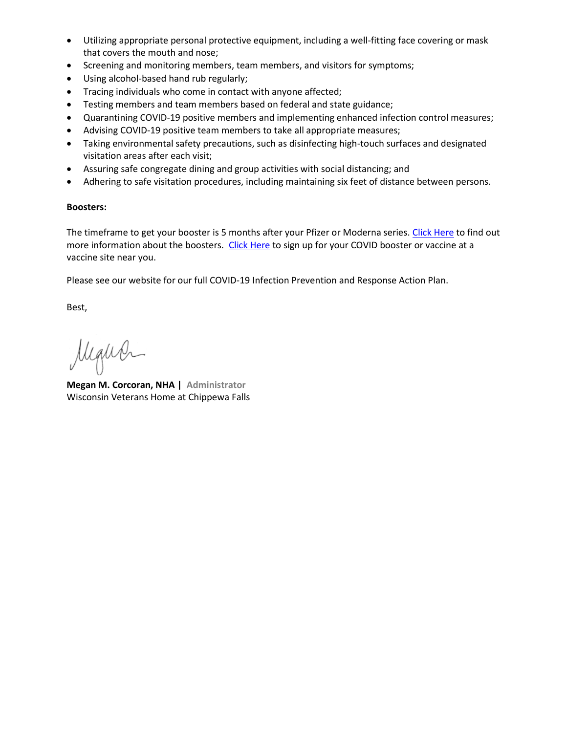- Utilizing appropriate personal protective equipment, including a well-fitting face covering or mask that covers the mouth and nose;
- Screening and monitoring members, team members, and visitors for symptoms;
- Using alcohol-based hand rub regularly;
- Tracing individuals who come in contact with anyone affected;
- Testing members and team members based on federal and state guidance;
- Quarantining COVID-19 positive members and implementing enhanced infection control measures;
- Advising COVID-19 positive team members to take all appropriate measures;
- Taking environmental safety precautions, such as disinfecting high-touch surfaces and designated visitation areas after each visit;
- Assuring safe congregate dining and group activities with social distancing; and
- Adhering to safe visitation procedures, including maintaining six feet of distance between persons.

**Boosters:**

The timeframe to get your booster is 5 months after your Pfizer or Moderna series. Click Here to find out more information about the boosters. Click Here to sign up for your COVID booster or vaccine at a vaccine site near you.

Please see our website for our full COVID-19 Infection Prevention and Response Action Plan.

Best,

**Megan M. Corcoran, NHA |** Administrator
Wisconsin Veterans Home at Chippewa Falls